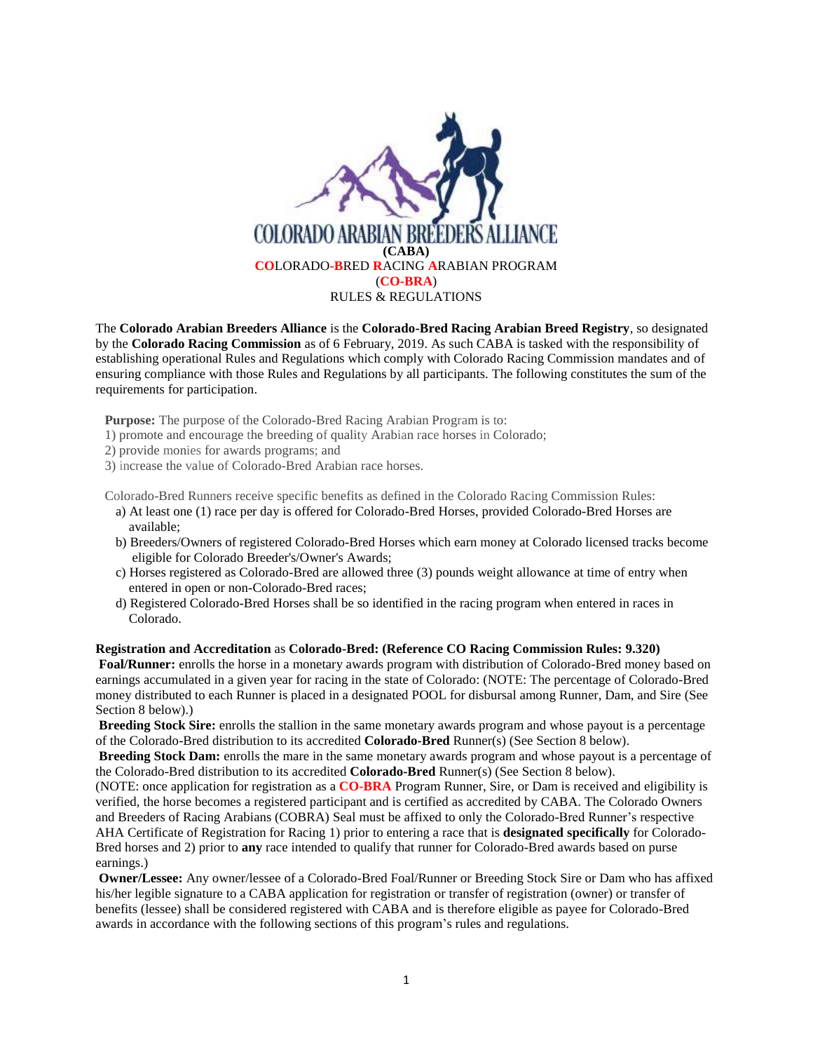COLORADO ARABIAN BREEDERS ALLIANCE

**(CABA)**

**CO**LORADO-**B**RED **R**ACING **A**RABIAN PROGRAM

(**CO-BRA**)

RULES & REGULATIONS

The **Colorado Arabian Breeders Alliance** is the **Colorado-Bred Racing Arabian Breed Registry**, so designated by the **Colorado Racing Commission** as of 6 February, 2019. As such CABA is tasked with the responsibility of establishing operational Rules and Regulations which comply with Colorado Racing Commission mandates and of ensuring compliance with those Rules and Regulations by all participants. The following constitutes the sum of the requirements for participation.

**Purpose:** The purpose of the Colorado-Bred Racing Arabian Program is to:
1) promote and encourage the breeding of quality Arabian race horses in Colorado;
2) provide monies for awards programs; and
3) increase the value of Colorado-Bred Arabian race horses.

Colorado-Bred Runners receive specific benefits as defined in the Colorado Racing Commission Rules:

a) At least one (1) race per day is offered for Colorado-Bred Horses, provided Colorado-Bred Horses are available;
b) Breeders/Owners of registered Colorado-Bred Horses which earn money at Colorado licensed tracks become eligible for Colorado Breeder's/Owner's Awards;
c) Horses registered as Colorado-Bred are allowed three (3) pounds weight allowance at time of entry when entered in open or non-Colorado-Bred races;
d) Registered Colorado-Bred Horses shall be so identified in the racing program when entered in races in Colorado.

**Registration and Accreditation** as **Colorado-Bred: (Reference CO Racing Commission Rules: 9.320)**

**Foal/Runner:** enrolls the horse in a monetary awards program with distribution of Colorado-Bred money based on earnings accumulated in a given year for racing in the state of Colorado: (NOTE: The percentage of Colorado-Bred money distributed to each Runner is placed in a designated POOL for disbursal among Runner, Dam, and Sire (See Section 8 below).)

**Breeding Stock Sire:** enrolls the stallion in the same monetary awards program and whose payout is a percentage of the Colorado-Bred distribution to its accredited **Colorado-Bred** Runner(s) (See Section 8 below).

**Breeding Stock Dam:** enrolls the mare in the same monetary awards program and whose payout is a percentage of the Colorado-Bred distribution to its accredited **Colorado-Bred** Runner(s) (See Section 8 below).

(NOTE: once application for registration as a **CO-BRA** Program Runner, Sire, or Dam is received and eligibility is verified, the horse becomes a registered participant and is certified as accredited by CABA. The Colorado Owners and Breeders of Racing Arabians (COBRA) Seal must be affixed to only the Colorado-Bred Runner's respective AHA Certificate of Registration for Racing 1) prior to entering a race that is **designated specifically** for Colorado-Bred horses and 2) prior to **any** race intended to qualify that runner for Colorado-Bred awards based on purse earnings.)

**Owner/Lessee:** Any owner/lessee of a Colorado-Bred Foal/Runner or Breeding Stock Sire or Dam who has affixed his/her legible signature to a CABA application for registration or transfer of registration (owner) or transfer of benefits (lessee) shall be considered registered with CABA and is therefore eligible as payee for Colorado-Bred awards in accordance with the following sections of this program's rules and regulations.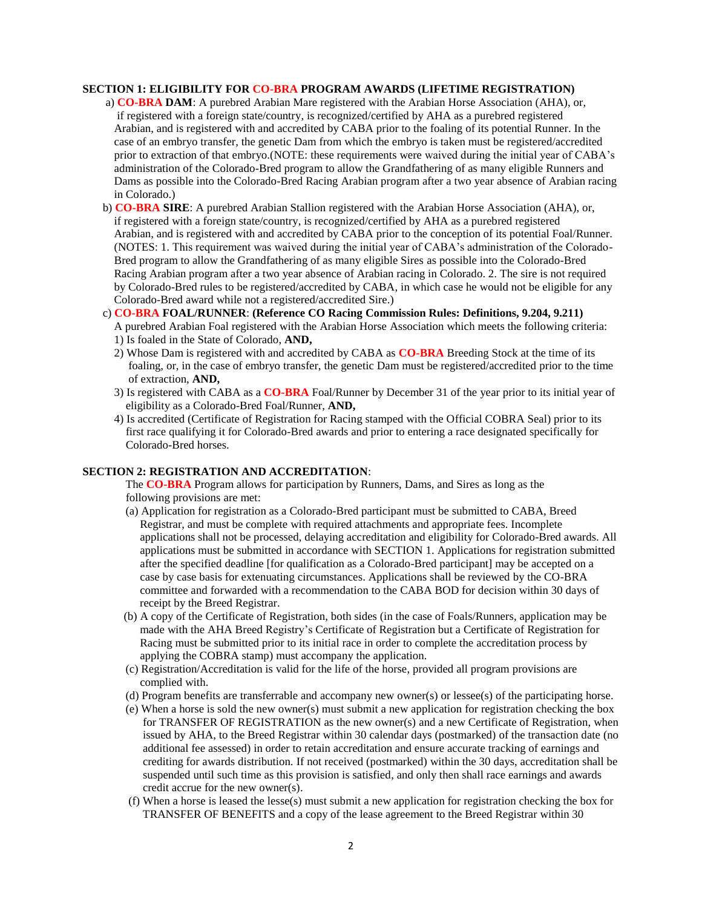**SECTION 1: ELIGIBILITY FOR CO-BRA PROGRAM AWARDS (LIFETIME REGISTRATION)**

a) **CO-BRA DAM**: A purebred Arabian Mare registered with the Arabian Horse Association (AHA), or, if registered with a foreign state/country, is recognized/certified by AHA as a purebred registered Arabian, and is registered with and accredited by CABA prior to the foaling of its potential Runner. In the case of an embryo transfer, the genetic Dam from which the embryo is taken must be registered/accredited prior to extraction of that embryo.(NOTE: these requirements were waived during the initial year of CABA's administration of the Colorado-Bred program to allow the Grandfathering of as many eligible Runners and Dams as possible into the Colorado-Bred Racing Arabian program after a two year absence of Arabian racing in Colorado.)

b) **CO-BRA SIRE**: A purebred Arabian Stallion registered with the Arabian Horse Association (AHA), or, if registered with a foreign state/country, is recognized/certified by AHA as a purebred registered Arabian, and is registered with and accredited by CABA prior to the conception of its potential Foal/Runner. (NOTES: 1. This requirement was waived during the initial year of CABA's administration of the Colorado-Bred program to allow the Grandfathering of as many eligible Sires as possible into the Colorado-Bred Racing Arabian program after a two year absence of Arabian racing in Colorado. 2. The sire is not required by Colorado-Bred rules to be registered/accredited by CABA, in which case he would not be eligible for any Colorado-Bred award while not a registered/accredited Sire.)

c) **CO-BRA FOAL/RUNNER**: **(Reference CO Racing Commission Rules: Definitions, 9.204, 9.211)**
A purebred Arabian Foal registered with the Arabian Horse Association which meets the following criteria:
1) Is foaled in the State of Colorado, **AND,**
2) Whose Dam is registered with and accredited by CABA as **CO-BRA** Breeding Stock at the time of its foaling, or, in the case of embryo transfer, the genetic Dam must be registered/accredited prior to the time of extraction, **AND,**
3) Is registered with CABA as a **CO-BRA** Foal/Runner by December 31 of the year prior to its initial year of eligibility as a Colorado-Bred Foal/Runner, **AND,**
4) Is accredited (Certificate of Registration for Racing stamped with the Official COBRA Seal) prior to its first race qualifying it for Colorado-Bred awards and prior to entering a race designated specifically for Colorado-Bred horses.

**SECTION 2: REGISTRATION AND ACCREDITATION**:

The **CO-BRA** Program allows for participation by Runners, Dams, and Sires as long as the following provisions are met:

(a) Application for registration as a Colorado-Bred participant must be submitted to CABA, Breed Registrar, and must be complete with required attachments and appropriate fees. Incomplete applications shall not be processed, delaying accreditation and eligibility for Colorado-Bred awards. All applications must be submitted in accordance with SECTION 1. Applications for registration submitted after the specified deadline [for qualification as a Colorado-Bred participant] may be accepted on a case by case basis for extenuating circumstances. Applications shall be reviewed by the CO-BRA committee and forwarded with a recommendation to the CABA BOD for decision within 30 days of receipt by the Breed Registrar.

(b) A copy of the Certificate of Registration, both sides (in the case of Foals/Runners, application may be made with the AHA Breed Registry's Certificate of Registration but a Certificate of Registration for Racing must be submitted prior to its initial race in order to complete the accreditation process by applying the COBRA stamp) must accompany the application.

(c) Registration/Accreditation is valid for the life of the horse, provided all program provisions are complied with.

(d) Program benefits are transferrable and accompany new owner(s) or lessee(s) of the participating horse.

(e) When a horse is sold the new owner(s) must submit a new application for registration checking the box for TRANSFER OF REGISTRATION as the new owner(s) and a new Certificate of Registration, when issued by AHA, to the Breed Registrar within 30 calendar days (postmarked) of the transaction date (no additional fee assessed) in order to retain accreditation and ensure accurate tracking of earnings and crediting for awards distribution. If not received (postmarked) within the 30 days, accreditation shall be suspended until such time as this provision is satisfied, and only then shall race earnings and awards credit accrue for the new owner(s).

(f) When a horse is leased the lesse(s) must submit a new application for registration checking the box for TRANSFER OF BENEFITS and a copy of the lease agreement to the Breed Registrar within 30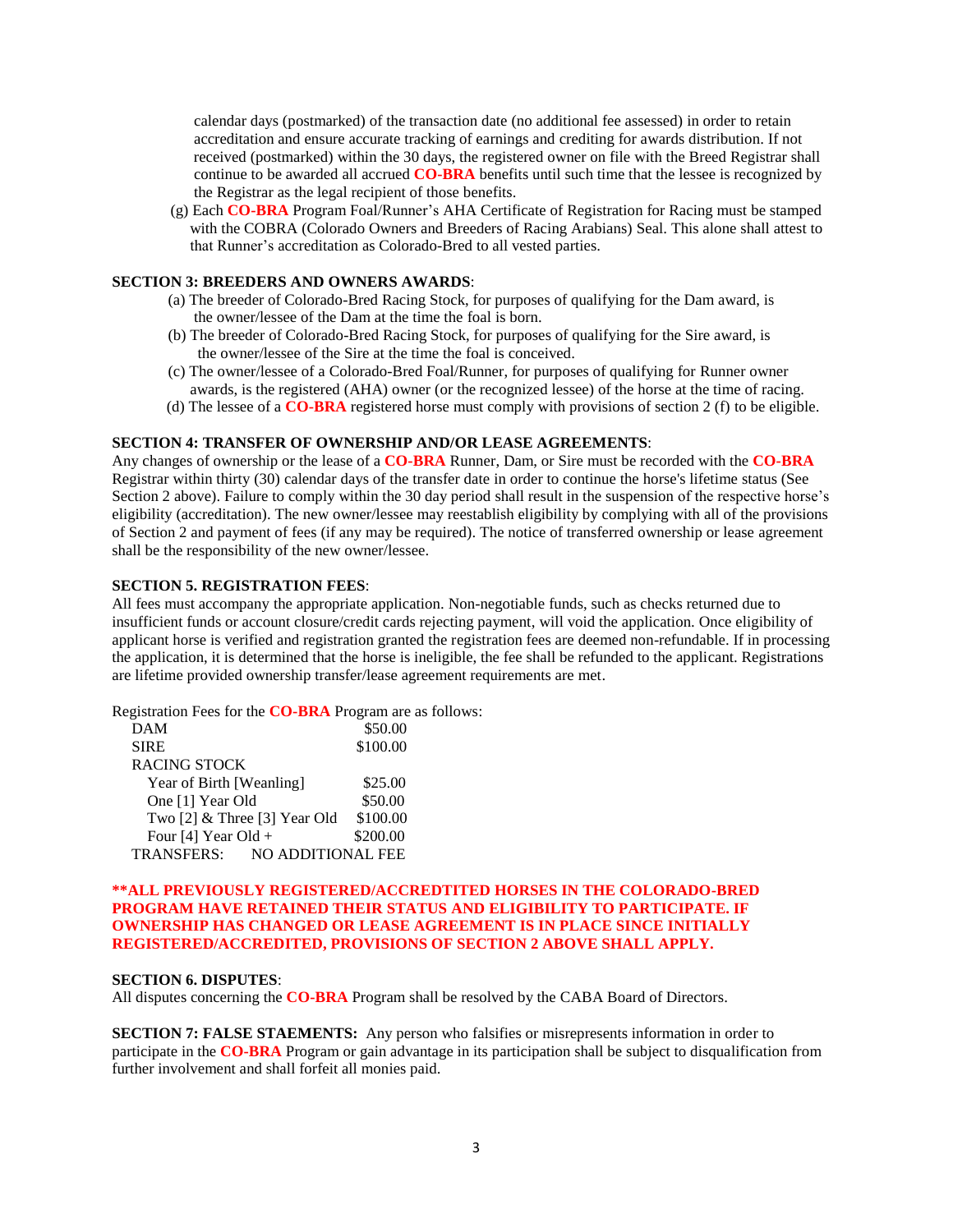calendar days (postmarked) of the transaction date (no additional fee assessed) in order to retain accreditation and ensure accurate tracking of earnings and crediting for awards distribution. If not received (postmarked) within the 30 days, the registered owner on file with the Breed Registrar shall continue to be awarded all accrued **CO-BRA** benefits until such time that the lessee is recognized by the Registrar as the legal recipient of those benefits.

(g) Each **CO-BRA** Program Foal/Runner's AHA Certificate of Registration for Racing must be stamped with the COBRA (Colorado Owners and Breeders of Racing Arabians) Seal. This alone shall attest to that Runner's accreditation as Colorado-Bred to all vested parties.

**SECTION 3: BREEDERS AND OWNERS AWARDS**:

(a) The breeder of Colorado-Bred Racing Stock, for purposes of qualifying for the Dam award, is the owner/lessee of the Dam at the time the foal is born.

(b) The breeder of Colorado-Bred Racing Stock, for purposes of qualifying for the Sire award, is the owner/lessee of the Sire at the time the foal is conceived.

(c) The owner/lessee of a Colorado-Bred Foal/Runner, for purposes of qualifying for Runner owner awards, is the registered (AHA) owner (or the recognized lessee) of the horse at the time of racing.

(d) The lessee of a **CO-BRA** registered horse must comply with provisions of section 2 (f) to be eligible.

**SECTION 4: TRANSFER OF OWNERSHIP AND/OR LEASE AGREEMENTS**:

Any changes of ownership or the lease of a **CO-BRA** Runner, Dam, or Sire must be recorded with the **CO-BRA** Registrar within thirty (30) calendar days of the transfer date in order to continue the horse's lifetime status (See Section 2 above). Failure to comply within the 30 day period shall result in the suspension of the respective horse's eligibility (accreditation). The new owner/lessee may reestablish eligibility by complying with all of the provisions of Section 2 and payment of fees (if any may be required). The notice of transferred ownership or lease agreement shall be the responsibility of the new owner/lessee.

**SECTION 5. REGISTRATION FEES**:

All fees must accompany the appropriate application. Non-negotiable funds, such as checks returned due to insufficient funds or account closure/credit cards rejecting payment, will void the application. Once eligibility of applicant horse is verified and registration granted the registration fees are deemed non-refundable. If in processing the application, it is determined that the horse is ineligible, the fee shall be refunded to the applicant. Registrations are lifetime provided ownership transfer/lease agreement requirements are met.

Registration Fees for the **CO-BRA** Program are as follows:

| | |
|---|---|
| DAM | $50.00 |
| SIRE | $100.00 |
| RACING STOCK | |
| Year of Birth [Weanling] | $25.00 |
| One [1] Year Old | $50.00 |
| Two [2] & Three [3] Year Old | $100.00 |
| Four [4] Year Old + | $200.00 |
| TRANSFERS: | NO ADDITIONAL FEE |

**\*\*ALL PREVIOUSLY REGISTERED/ACCREDTITED HORSES IN THE COLORADO-BRED PROGRAM HAVE RETAINED THEIR STATUS AND ELIGIBILITY TO PARTICIPATE. IF OWNERSHIP HAS CHANGED OR LEASE AGREEMENT IS IN PLACE SINCE INITIALLY REGISTERED/ACCREDITED, PROVISIONS OF SECTION 2 ABOVE SHALL APPLY.**

**SECTION 6. DISPUTES**:

All disputes concerning the **CO-BRA** Program shall be resolved by the CABA Board of Directors.

**SECTION 7: FALSE STAEMENTS:** Any person who falsifies or misrepresents information in order to participate in the **CO-BRA** Program or gain advantage in its participation shall be subject to disqualification from further involvement and shall forfeit all monies paid.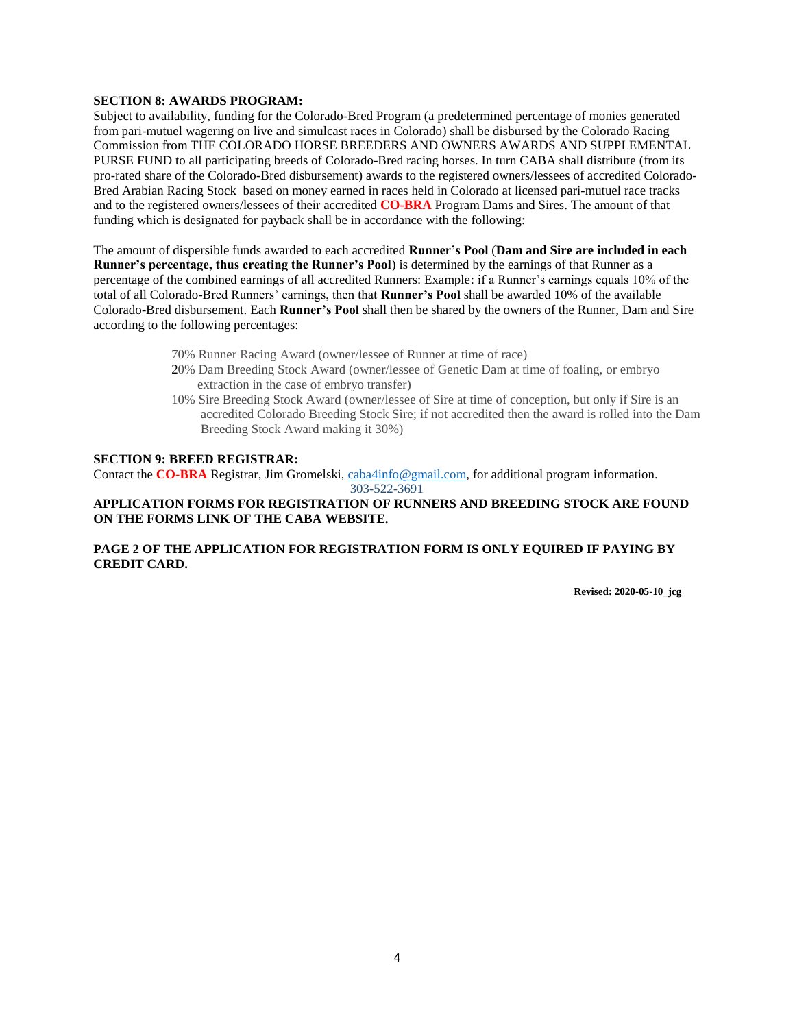**SECTION 8: AWARDS PROGRAM:**
Subject to availability, funding for the Colorado-Bred Program (a predetermined percentage of monies generated from pari-mutuel wagering on live and simulcast races in Colorado) shall be disbursed by the Colorado Racing Commission from THE COLORADO HORSE BREEDERS AND OWNERS AWARDS AND SUPPLEMENTAL PURSE FUND to all participating breeds of Colorado-Bred racing horses. In turn CABA shall distribute (from its pro-rated share of the Colorado-Bred disbursement) awards to the registered owners/lessees of accredited Colorado-Bred Arabian Racing Stock based on money earned in races held in Colorado at licensed pari-mutuel race tracks and to the registered owners/lessees of their accredited **CO-BRA** Program Dams and Sires. The amount of that funding which is designated for payback shall be in accordance with the following:

The amount of dispersible funds awarded to each accredited **Runner's Pool** (**Dam and Sire are included in each Runner's percentage, thus creating the Runner's Pool**) is determined by the earnings of that Runner as a percentage of the combined earnings of all accredited Runners: Example: if a Runner's earnings equals 10% of the total of all Colorado-Bred Runners' earnings, then that **Runner's Pool** shall be awarded 10% of the available Colorado-Bred disbursement. Each **Runner's Pool** shall then be shared by the owners of the Runner, Dam and Sire according to the following percentages:

- 70% Runner Racing Award (owner/lessee of Runner at time of race)
- 20% Dam Breeding Stock Award (owner/lessee of Genetic Dam at time of foaling, or embryo extraction in the case of embryo transfer)
- 10% Sire Breeding Stock Award (owner/lessee of Sire at time of conception, but only if Sire is an accredited Colorado Breeding Stock Sire; if not accredited then the award is rolled into the Dam Breeding Stock Award making it 30%)

**SECTION 9: BREED REGISTRAR:**
Contact the **CO-BRA** Registrar, Jim Gromelski, caba4info@gmail.com, for additional program information. 303-522-3691

**APPLICATION FORMS FOR REGISTRATION OF RUNNERS AND BREEDING STOCK ARE FOUND ON THE FORMS LINK OF THE CABA WEBSITE.**

**PAGE 2 OF THE APPLICATION FOR REGISTRATION FORM IS ONLY EQUIRED IF PAYING BY CREDIT CARD.**

**Revised: 2020-05-10_jcg**